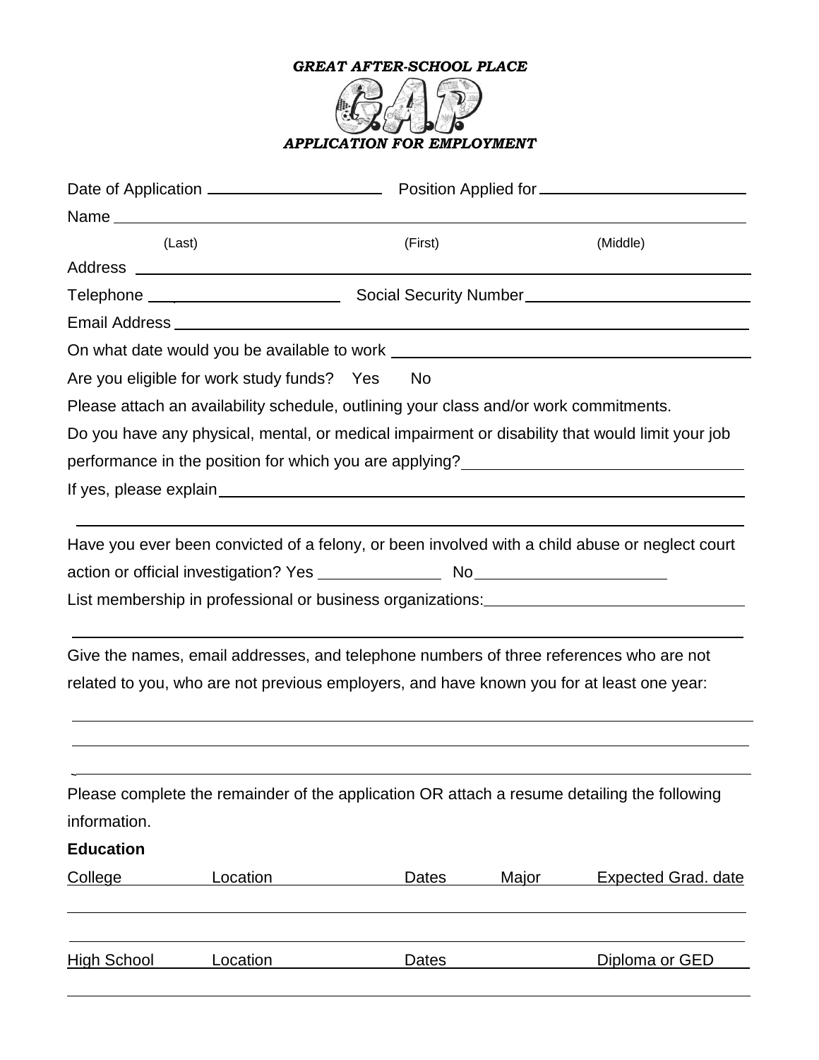***GREAT AFTER-SCHOOL PLACE***

**G.A.P.**

***APPLICATION FOR EMPLOYMENT***

Date of Application ____________________ Position Applied for ______________________

Name ______________________________________________________________________

(Last) (First) (Middle)

Address ____________________________________________________________________

Telephone ____________________ Social Security Number ________________________

Email Address ________________________________________________________________

On what date would you be available to work ______________________________________

Are you eligible for work study funds? Yes No

Please attach an availability schedule, outlining your class and/or work commitments.

Do you have any physical, mental, or medical impairment or disability that would limit your job performance in the position for which you are applying? ______________________________

If yes, please explain ____________________________________________________________

______________________________________________________________________________

Have you ever been convicted of a felony, or been involved with a child abuse or neglect court action or official investigation? Yes ____________ No ____________________

List membership in professional or business organizations: ______________________________

______________________________________________________________________________

Give the names, email addresses, and telephone numbers of three references who are not related to you, who are not previous employers, and have known you for at least one year:

______________________________________________________________________________

______________________________________________________________________________

______________________________________________________________________________

Please complete the remainder of the application OR attach a resume detailing the following information.

**Education**

| College | Location | Dates | Major | Expected Grad. date |
|---|---|---|---|---|
| | | | | |
| | | | | |

| High School | Location | Dates | Diploma or GED |
|---|---|---|---|
| | | | |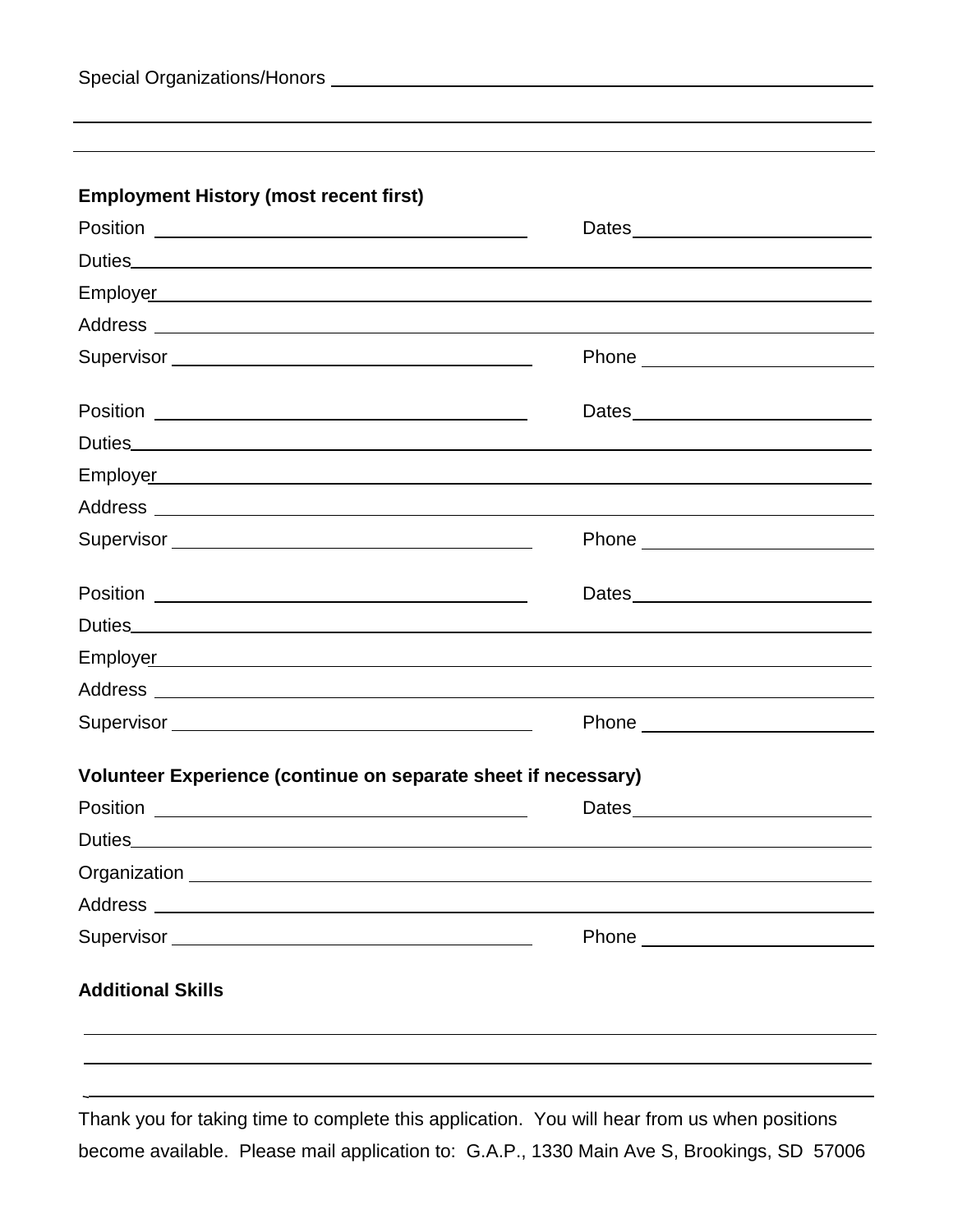Special Organizations/Honors ______________________________________________

______________________________________________________________________

______________________________________________________________________

**Employment History (most recent first)**

Position ______________________________ Dates ____________________

Duties______________________________________________________________

Employer____________________________________________________________

Address ____________________________________________________________

Supervisor ____________________________ Phone ____________________

Position ______________________________ Dates ____________________

Duties______________________________________________________________

Employer____________________________________________________________

Address ____________________________________________________________

Supervisor ____________________________ Phone ____________________

Position ______________________________ Dates ____________________

Duties______________________________________________________________

Employer____________________________________________________________

Address ____________________________________________________________

Supervisor ____________________________ Phone ____________________

**Volunteer Experience (continue on separate sheet if necessary)**

Position ______________________________ Dates ____________________

Duties______________________________________________________________

Organization ________________________________________________________

Address ____________________________________________________________

Supervisor ____________________________ Phone ____________________

**Additional Skills**

______________________________________________________________________

______________________________________________________________________

______________________________________________________________________

Thank you for taking time to complete this application. You will hear from us when positions become available. Please mail application to: G.A.P., 1330 Main Ave S, Brookings, SD 57006